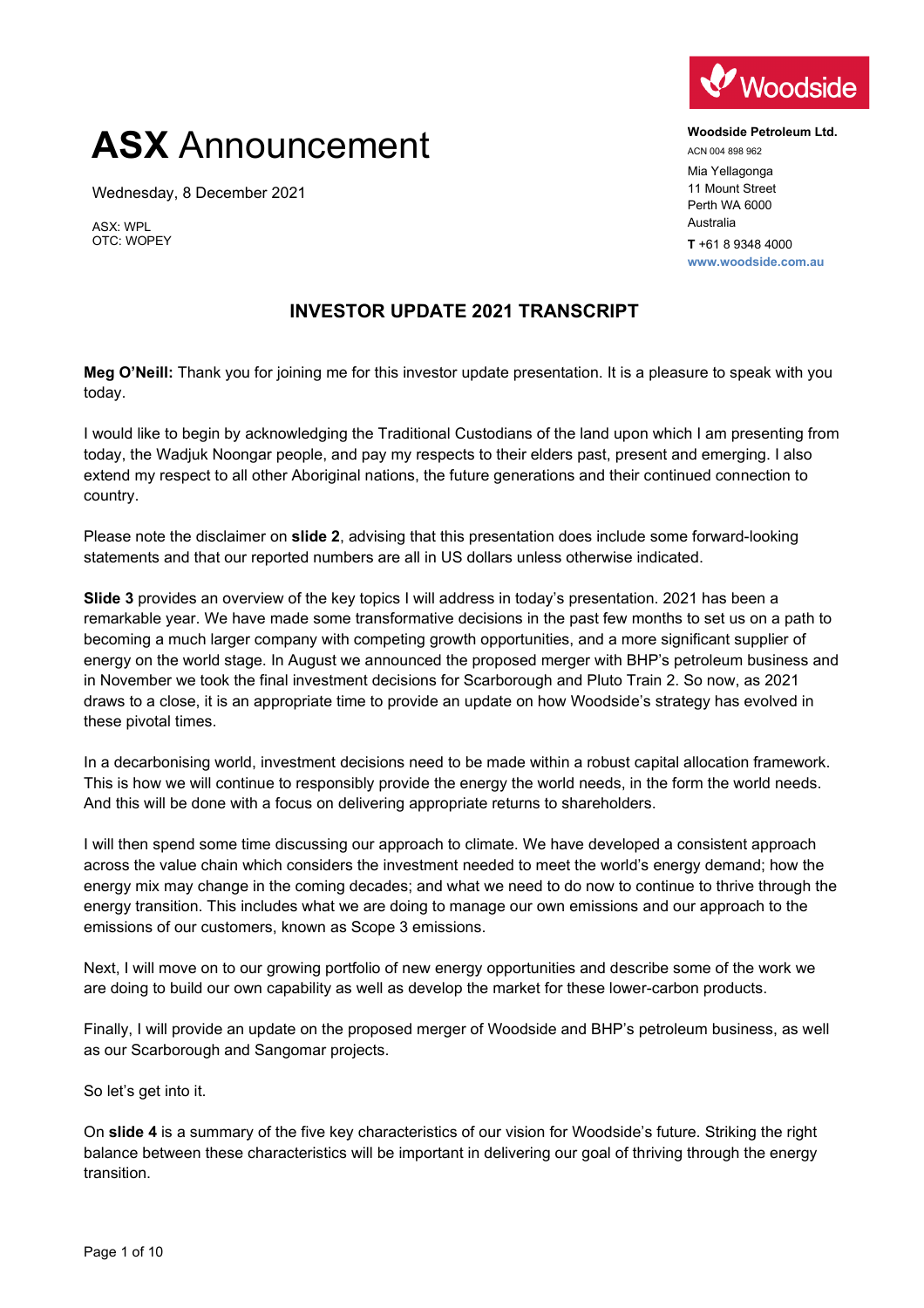# ASX Announcement

Wednesday, 8 December 2021

ASX: WPL
OTC: WOPEY

**Woodside Petroleum Ltd.**
ACN 004 898 962
Mia Yellagonga
11 Mount Street
Perth WA 6000
Australia
**T** +61 8 9348 4000
**www.woodside.com.au**

## INVESTOR UPDATE 2021 TRANSCRIPT

**Meg O'Neill:** Thank you for joining me for this investor update presentation. It is a pleasure to speak with you today.

I would like to begin by acknowledging the Traditional Custodians of the land upon which I am presenting from today, the Wadjuk Noongar people, and pay my respects to their elders past, present and emerging. I also extend my respect to all other Aboriginal nations, the future generations and their continued connection to country.

Please note the disclaimer on **slide 2**, advising that this presentation does include some forward-looking statements and that our reported numbers are all in US dollars unless otherwise indicated.

**Slide 3** provides an overview of the key topics I will address in today's presentation. 2021 has been a remarkable year. We have made some transformative decisions in the past few months to set us on a path to becoming a much larger company with competing growth opportunities, and a more significant supplier of energy on the world stage. In August we announced the proposed merger with BHP's petroleum business and in November we took the final investment decisions for Scarborough and Pluto Train 2. So now, as 2021 draws to a close, it is an appropriate time to provide an update on how Woodside's strategy has evolved in these pivotal times.

In a decarbonising world, investment decisions need to be made within a robust capital allocation framework. This is how we will continue to responsibly provide the energy the world needs, in the form the world needs. And this will be done with a focus on delivering appropriate returns to shareholders.

I will then spend some time discussing our approach to climate. We have developed a consistent approach across the value chain which considers the investment needed to meet the world's energy demand; how the energy mix may change in the coming decades; and what we need to do now to continue to thrive through the energy transition. This includes what we are doing to manage our own emissions and our approach to the emissions of our customers, known as Scope 3 emissions.

Next, I will move on to our growing portfolio of new energy opportunities and describe some of the work we are doing to build our own capability as well as develop the market for these lower-carbon products.

Finally, I will provide an update on the proposed merger of Woodside and BHP's petroleum business, as well as our Scarborough and Sangomar projects.

So let's get into it.

On **slide 4** is a summary of the five key characteristics of our vision for Woodside's future. Striking the right balance between these characteristics will be important in delivering our goal of thriving through the energy transition.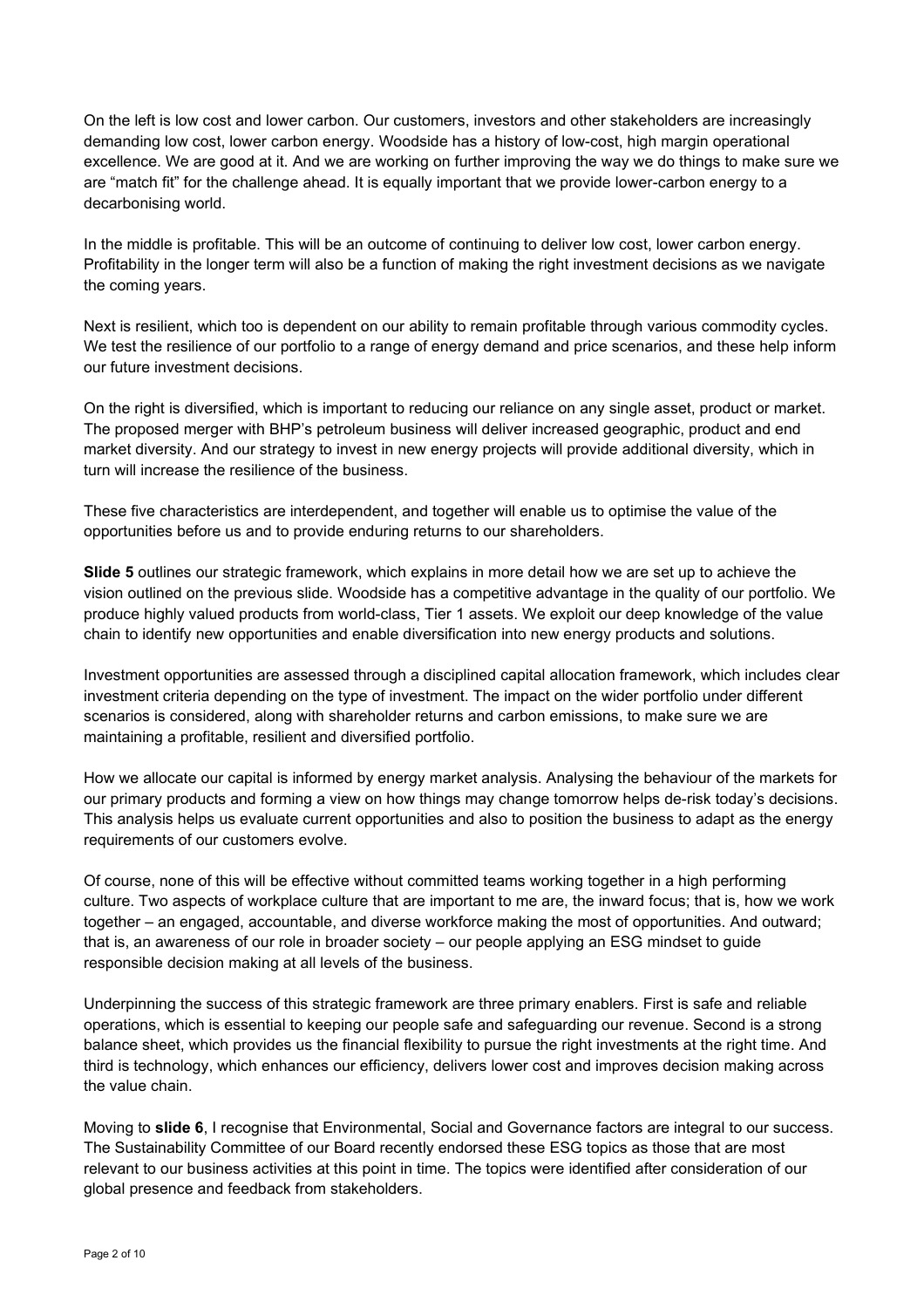On the left is low cost and lower carbon. Our customers, investors and other stakeholders are increasingly demanding low cost, lower carbon energy. Woodside has a history of low-cost, high margin operational excellence. We are good at it. And we are working on further improving the way we do things to make sure we are "match fit" for the challenge ahead. It is equally important that we provide lower-carbon energy to a decarbonising world.

In the middle is profitable. This will be an outcome of continuing to deliver low cost, lower carbon energy. Profitability in the longer term will also be a function of making the right investment decisions as we navigate the coming years.

Next is resilient, which too is dependent on our ability to remain profitable through various commodity cycles. We test the resilience of our portfolio to a range of energy demand and price scenarios, and these help inform our future investment decisions.

On the right is diversified, which is important to reducing our reliance on any single asset, product or market. The proposed merger with BHP's petroleum business will deliver increased geographic, product and end market diversity. And our strategy to invest in new energy projects will provide additional diversity, which in turn will increase the resilience of the business.

These five characteristics are interdependent, and together will enable us to optimise the value of the opportunities before us and to provide enduring returns to our shareholders.

**Slide 5** outlines our strategic framework, which explains in more detail how we are set up to achieve the vision outlined on the previous slide. Woodside has a competitive advantage in the quality of our portfolio. We produce highly valued products from world-class, Tier 1 assets. We exploit our deep knowledge of the value chain to identify new opportunities and enable diversification into new energy products and solutions.

Investment opportunities are assessed through a disciplined capital allocation framework, which includes clear investment criteria depending on the type of investment. The impact on the wider portfolio under different scenarios is considered, along with shareholder returns and carbon emissions, to make sure we are maintaining a profitable, resilient and diversified portfolio.

How we allocate our capital is informed by energy market analysis. Analysing the behaviour of the markets for our primary products and forming a view on how things may change tomorrow helps de-risk today's decisions. This analysis helps us evaluate current opportunities and also to position the business to adapt as the energy requirements of our customers evolve.

Of course, none of this will be effective without committed teams working together in a high performing culture. Two aspects of workplace culture that are important to me are, the inward focus; that is, how we work together – an engaged, accountable, and diverse workforce making the most of opportunities. And outward; that is, an awareness of our role in broader society – our people applying an ESG mindset to guide responsible decision making at all levels of the business.

Underpinning the success of this strategic framework are three primary enablers. First is safe and reliable operations, which is essential to keeping our people safe and safeguarding our revenue. Second is a strong balance sheet, which provides us the financial flexibility to pursue the right investments at the right time. And third is technology, which enhances our efficiency, delivers lower cost and improves decision making across the value chain.

Moving to **slide 6**, I recognise that Environmental, Social and Governance factors are integral to our success. The Sustainability Committee of our Board recently endorsed these ESG topics as those that are most relevant to our business activities at this point in time. The topics were identified after consideration of our global presence and feedback from stakeholders.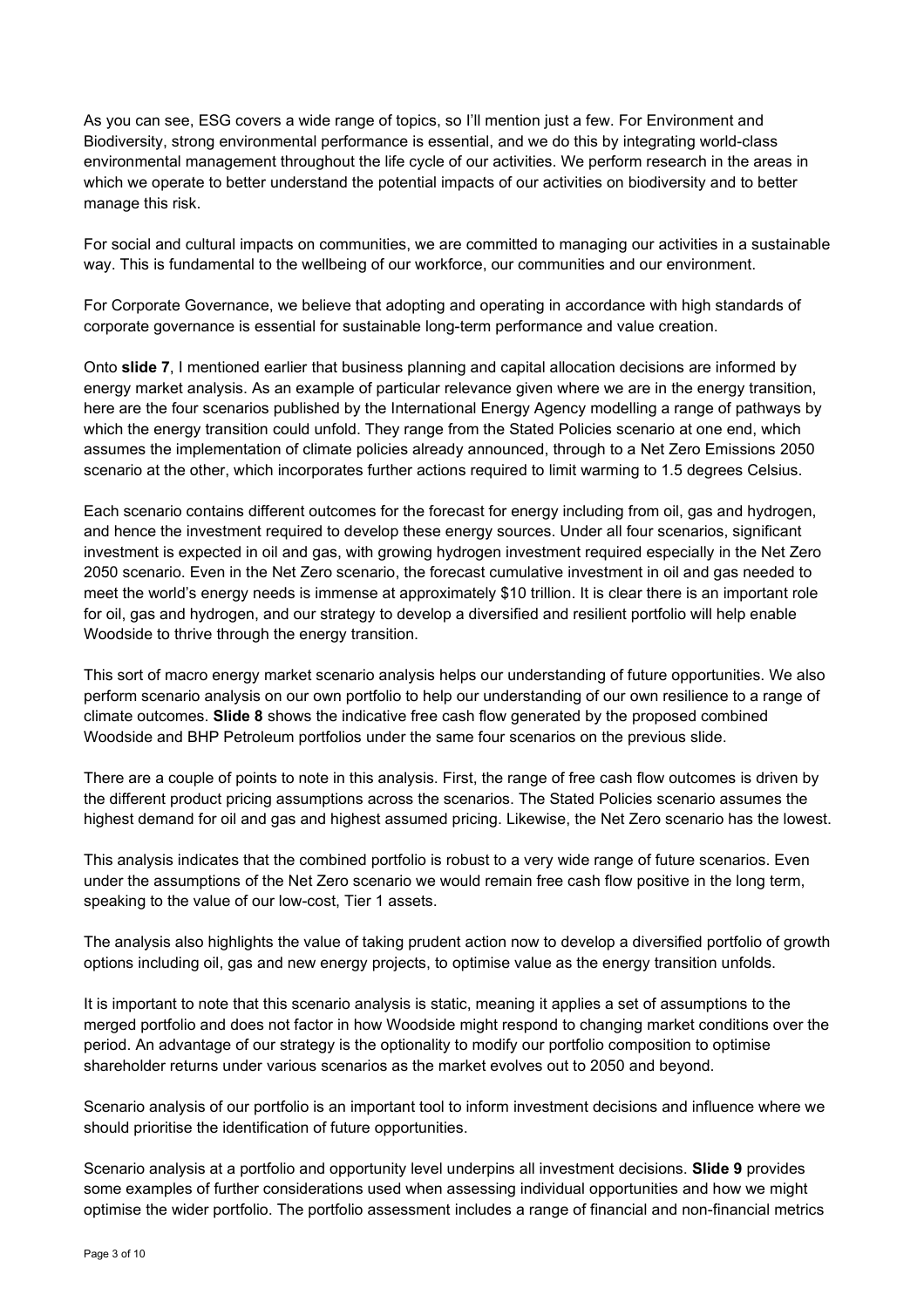As you can see, ESG covers a wide range of topics, so I'll mention just a few. For Environment and Biodiversity, strong environmental performance is essential, and we do this by integrating world-class environmental management throughout the life cycle of our activities. We perform research in the areas in which we operate to better understand the potential impacts of our activities on biodiversity and to better manage this risk.

For social and cultural impacts on communities, we are committed to managing our activities in a sustainable way. This is fundamental to the wellbeing of our workforce, our communities and our environment.

For Corporate Governance, we believe that adopting and operating in accordance with high standards of corporate governance is essential for sustainable long-term performance and value creation.

Onto **slide 7**, I mentioned earlier that business planning and capital allocation decisions are informed by energy market analysis. As an example of particular relevance given where we are in the energy transition, here are the four scenarios published by the International Energy Agency modelling a range of pathways by which the energy transition could unfold. They range from the Stated Policies scenario at one end, which assumes the implementation of climate policies already announced, through to a Net Zero Emissions 2050 scenario at the other, which incorporates further actions required to limit warming to 1.5 degrees Celsius.

Each scenario contains different outcomes for the forecast for energy including from oil, gas and hydrogen, and hence the investment required to develop these energy sources. Under all four scenarios, significant investment is expected in oil and gas, with growing hydrogen investment required especially in the Net Zero 2050 scenario. Even in the Net Zero scenario, the forecast cumulative investment in oil and gas needed to meet the world's energy needs is immense at approximately $10 trillion. It is clear there is an important role for oil, gas and hydrogen, and our strategy to develop a diversified and resilient portfolio will help enable Woodside to thrive through the energy transition.

This sort of macro energy market scenario analysis helps our understanding of future opportunities. We also perform scenario analysis on our own portfolio to help our understanding of our own resilience to a range of climate outcomes. **Slide 8** shows the indicative free cash flow generated by the proposed combined Woodside and BHP Petroleum portfolios under the same four scenarios on the previous slide.

There are a couple of points to note in this analysis. First, the range of free cash flow outcomes is driven by the different product pricing assumptions across the scenarios. The Stated Policies scenario assumes the highest demand for oil and gas and highest assumed pricing. Likewise, the Net Zero scenario has the lowest.

This analysis indicates that the combined portfolio is robust to a very wide range of future scenarios. Even under the assumptions of the Net Zero scenario we would remain free cash flow positive in the long term, speaking to the value of our low-cost, Tier 1 assets.

The analysis also highlights the value of taking prudent action now to develop a diversified portfolio of growth options including oil, gas and new energy projects, to optimise value as the energy transition unfolds.

It is important to note that this scenario analysis is static, meaning it applies a set of assumptions to the merged portfolio and does not factor in how Woodside might respond to changing market conditions over the period. An advantage of our strategy is the optionality to modify our portfolio composition to optimise shareholder returns under various scenarios as the market evolves out to 2050 and beyond.

Scenario analysis of our portfolio is an important tool to inform investment decisions and influence where we should prioritise the identification of future opportunities.

Scenario analysis at a portfolio and opportunity level underpins all investment decisions. **Slide 9** provides some examples of further considerations used when assessing individual opportunities and how we might optimise the wider portfolio. The portfolio assessment includes a range of financial and non-financial metrics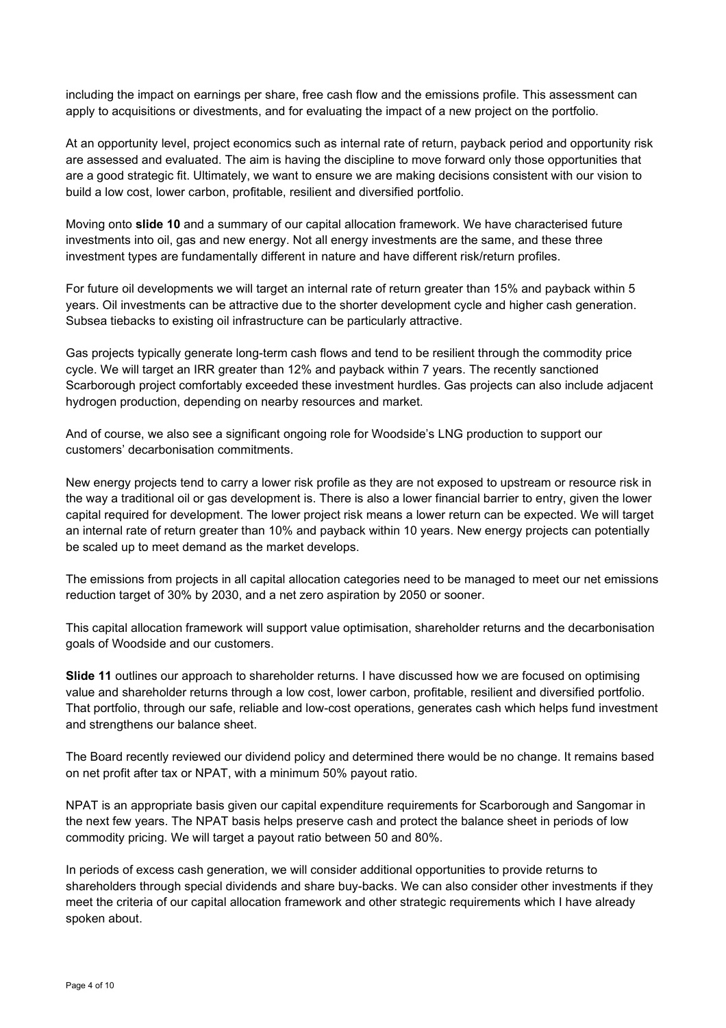including the impact on earnings per share, free cash flow and the emissions profile. This assessment can apply to acquisitions or divestments, and for evaluating the impact of a new project on the portfolio.

At an opportunity level, project economics such as internal rate of return, payback period and opportunity risk are assessed and evaluated. The aim is having the discipline to move forward only those opportunities that are a good strategic fit. Ultimately, we want to ensure we are making decisions consistent with our vision to build a low cost, lower carbon, profitable, resilient and diversified portfolio.

Moving onto **slide 10** and a summary of our capital allocation framework. We have characterised future investments into oil, gas and new energy. Not all energy investments are the same, and these three investment types are fundamentally different in nature and have different risk/return profiles.

For future oil developments we will target an internal rate of return greater than 15% and payback within 5 years. Oil investments can be attractive due to the shorter development cycle and higher cash generation. Subsea tiebacks to existing oil infrastructure can be particularly attractive.

Gas projects typically generate long-term cash flows and tend to be resilient through the commodity price cycle. We will target an IRR greater than 12% and payback within 7 years. The recently sanctioned Scarborough project comfortably exceeded these investment hurdles. Gas projects can also include adjacent hydrogen production, depending on nearby resources and market.

And of course, we also see a significant ongoing role for Woodside's LNG production to support our customers' decarbonisation commitments.

New energy projects tend to carry a lower risk profile as they are not exposed to upstream or resource risk in the way a traditional oil or gas development is. There is also a lower financial barrier to entry, given the lower capital required for development. The lower project risk means a lower return can be expected. We will target an internal rate of return greater than 10% and payback within 10 years. New energy projects can potentially be scaled up to meet demand as the market develops.

The emissions from projects in all capital allocation categories need to be managed to meet our net emissions reduction target of 30% by 2030, and a net zero aspiration by 2050 or sooner.

This capital allocation framework will support value optimisation, shareholder returns and the decarbonisation goals of Woodside and our customers.

**Slide 11** outlines our approach to shareholder returns. I have discussed how we are focused on optimising value and shareholder returns through a low cost, lower carbon, profitable, resilient and diversified portfolio. That portfolio, through our safe, reliable and low-cost operations, generates cash which helps fund investment and strengthens our balance sheet.

The Board recently reviewed our dividend policy and determined there would be no change. It remains based on net profit after tax or NPAT, with a minimum 50% payout ratio.

NPAT is an appropriate basis given our capital expenditure requirements for Scarborough and Sangomar in the next few years. The NPAT basis helps preserve cash and protect the balance sheet in periods of low commodity pricing. We will target a payout ratio between 50 and 80%.

In periods of excess cash generation, we will consider additional opportunities to provide returns to shareholders through special dividends and share buy-backs. We can also consider other investments if they meet the criteria of our capital allocation framework and other strategic requirements which I have already spoken about.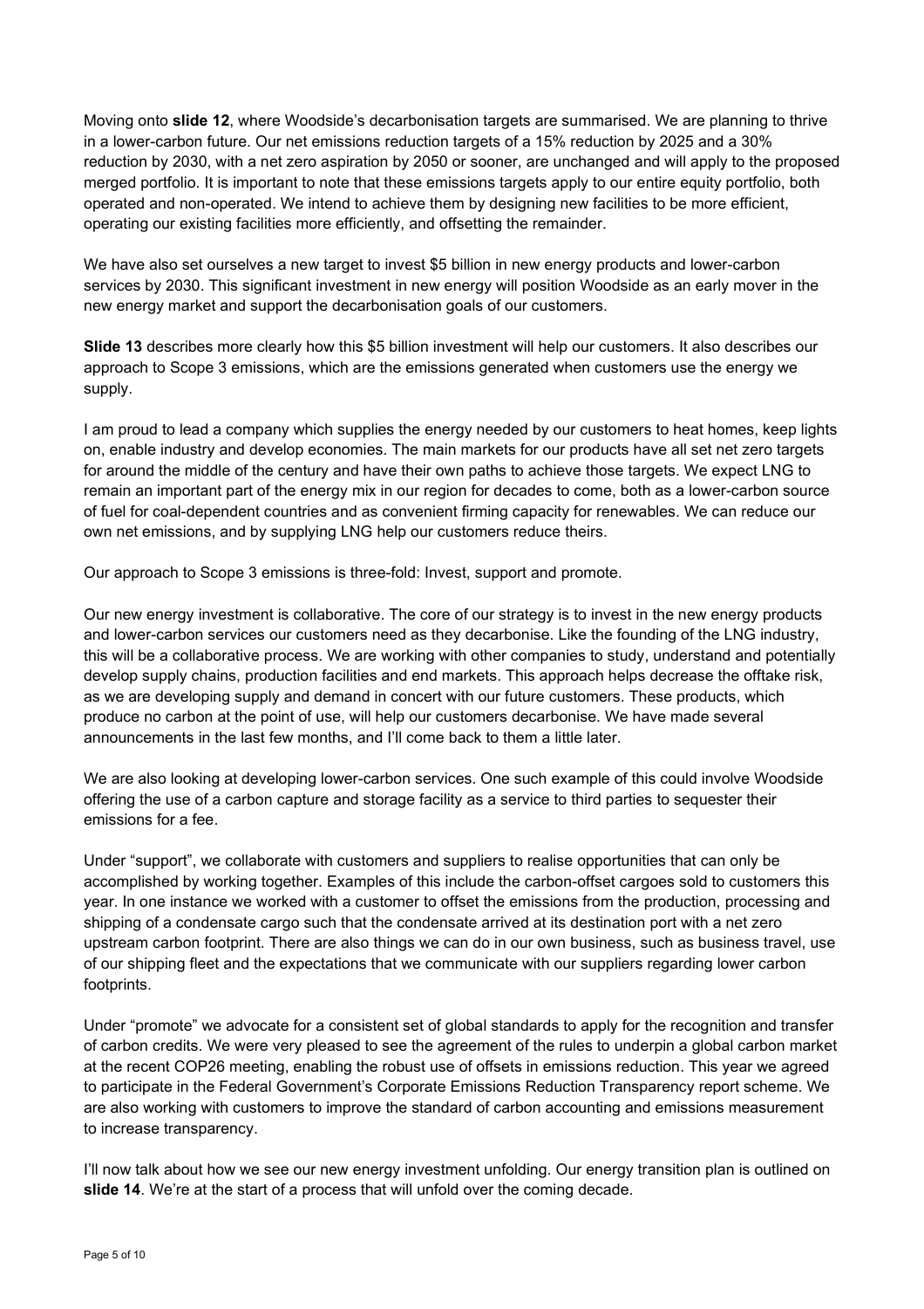Moving onto **slide 12**, where Woodside's decarbonisation targets are summarised. We are planning to thrive in a lower-carbon future. Our net emissions reduction targets of a 15% reduction by 2025 and a 30% reduction by 2030, with a net zero aspiration by 2050 or sooner, are unchanged and will apply to the proposed merged portfolio. It is important to note that these emissions targets apply to our entire equity portfolio, both operated and non-operated. We intend to achieve them by designing new facilities to be more efficient, operating our existing facilities more efficiently, and offsetting the remainder.

We have also set ourselves a new target to invest $5 billion in new energy products and lower-carbon services by 2030. This significant investment in new energy will position Woodside as an early mover in the new energy market and support the decarbonisation goals of our customers.

**Slide 13** describes more clearly how this $5 billion investment will help our customers. It also describes our approach to Scope 3 emissions, which are the emissions generated when customers use the energy we supply.

I am proud to lead a company which supplies the energy needed by our customers to heat homes, keep lights on, enable industry and develop economies. The main markets for our products have all set net zero targets for around the middle of the century and have their own paths to achieve those targets. We expect LNG to remain an important part of the energy mix in our region for decades to come, both as a lower-carbon source of fuel for coal-dependent countries and as convenient firming capacity for renewables. We can reduce our own net emissions, and by supplying LNG help our customers reduce theirs.

Our approach to Scope 3 emissions is three-fold: Invest, support and promote.

Our new energy investment is collaborative. The core of our strategy is to invest in the new energy products and lower-carbon services our customers need as they decarbonise. Like the founding of the LNG industry, this will be a collaborative process. We are working with other companies to study, understand and potentially develop supply chains, production facilities and end markets. This approach helps decrease the offtake risk, as we are developing supply and demand in concert with our future customers. These products, which produce no carbon at the point of use, will help our customers decarbonise. We have made several announcements in the last few months, and I'll come back to them a little later.

We are also looking at developing lower-carbon services. One such example of this could involve Woodside offering the use of a carbon capture and storage facility as a service to third parties to sequester their emissions for a fee.

Under "support", we collaborate with customers and suppliers to realise opportunities that can only be accomplished by working together. Examples of this include the carbon-offset cargoes sold to customers this year. In one instance we worked with a customer to offset the emissions from the production, processing and shipping of a condensate cargo such that the condensate arrived at its destination port with a net zero upstream carbon footprint. There are also things we can do in our own business, such as business travel, use of our shipping fleet and the expectations that we communicate with our suppliers regarding lower carbon footprints.

Under "promote" we advocate for a consistent set of global standards to apply for the recognition and transfer of carbon credits. We were very pleased to see the agreement of the rules to underpin a global carbon market at the recent COP26 meeting, enabling the robust use of offsets in emissions reduction. This year we agreed to participate in the Federal Government's Corporate Emissions Reduction Transparency report scheme. We are also working with customers to improve the standard of carbon accounting and emissions measurement to increase transparency.

I'll now talk about how we see our new energy investment unfolding. Our energy transition plan is outlined on **slide 14**. We're at the start of a process that will unfold over the coming decade.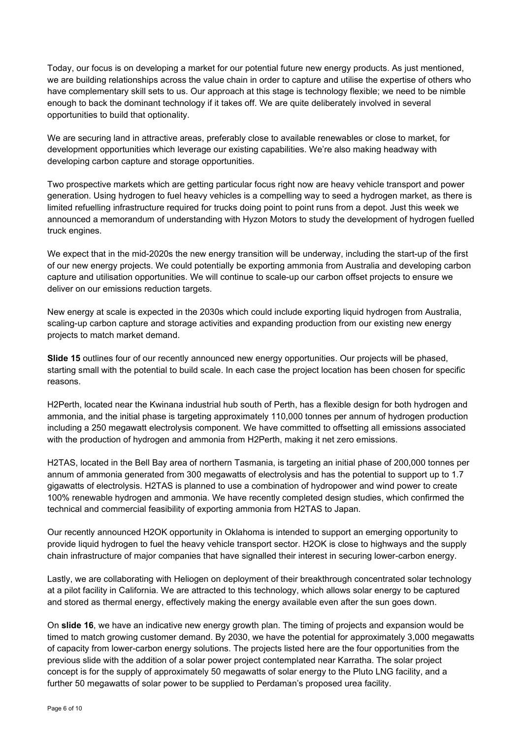Today, our focus is on developing a market for our potential future new energy products. As just mentioned, we are building relationships across the value chain in order to capture and utilise the expertise of others who have complementary skill sets to us. Our approach at this stage is technology flexible; we need to be nimble enough to back the dominant technology if it takes off. We are quite deliberately involved in several opportunities to build that optionality.

We are securing land in attractive areas, preferably close to available renewables or close to market, for development opportunities which leverage our existing capabilities. We're also making headway with developing carbon capture and storage opportunities.

Two prospective markets which are getting particular focus right now are heavy vehicle transport and power generation. Using hydrogen to fuel heavy vehicles is a compelling way to seed a hydrogen market, as there is limited refuelling infrastructure required for trucks doing point to point runs from a depot. Just this week we announced a memorandum of understanding with Hyzon Motors to study the development of hydrogen fuelled truck engines.

We expect that in the mid-2020s the new energy transition will be underway, including the start-up of the first of our new energy projects. We could potentially be exporting ammonia from Australia and developing carbon capture and utilisation opportunities. We will continue to scale-up our carbon offset projects to ensure we deliver on our emissions reduction targets.

New energy at scale is expected in the 2030s which could include exporting liquid hydrogen from Australia, scaling-up carbon capture and storage activities and expanding production from our existing new energy projects to match market demand.

**Slide 15** outlines four of our recently announced new energy opportunities. Our projects will be phased, starting small with the potential to build scale. In each case the project location has been chosen for specific reasons.

H2Perth, located near the Kwinana industrial hub south of Perth, has a flexible design for both hydrogen and ammonia, and the initial phase is targeting approximately 110,000 tonnes per annum of hydrogen production including a 250 megawatt electrolysis component. We have committed to offsetting all emissions associated with the production of hydrogen and ammonia from H2Perth, making it net zero emissions.

H2TAS, located in the Bell Bay area of northern Tasmania, is targeting an initial phase of 200,000 tonnes per annum of ammonia generated from 300 megawatts of electrolysis and has the potential to support up to 1.7 gigawatts of electrolysis. H2TAS is planned to use a combination of hydropower and wind power to create 100% renewable hydrogen and ammonia. We have recently completed design studies, which confirmed the technical and commercial feasibility of exporting ammonia from H2TAS to Japan.

Our recently announced H2OK opportunity in Oklahoma is intended to support an emerging opportunity to provide liquid hydrogen to fuel the heavy vehicle transport sector. H2OK is close to highways and the supply chain infrastructure of major companies that have signalled their interest in securing lower-carbon energy.

Lastly, we are collaborating with Heliogen on deployment of their breakthrough concentrated solar technology at a pilot facility in California. We are attracted to this technology, which allows solar energy to be captured and stored as thermal energy, effectively making the energy available even after the sun goes down.

On **slide 16**, we have an indicative new energy growth plan. The timing of projects and expansion would be timed to match growing customer demand. By 2030, we have the potential for approximately 3,000 megawatts of capacity from lower-carbon energy solutions. The projects listed here are the four opportunities from the previous slide with the addition of a solar power project contemplated near Karratha. The solar project concept is for the supply of approximately 50 megawatts of solar energy to the Pluto LNG facility, and a further 50 megawatts of solar power to be supplied to Perdaman's proposed urea facility.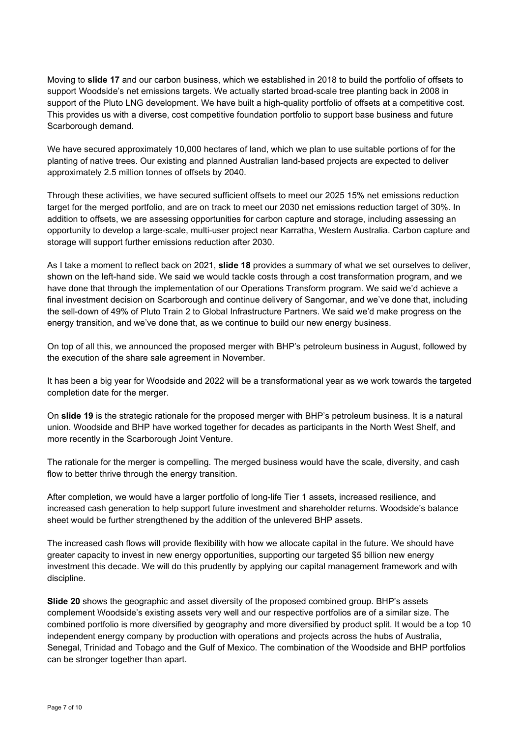Moving to **slide 17** and our carbon business, which we established in 2018 to build the portfolio of offsets to support Woodside's net emissions targets. We actually started broad-scale tree planting back in 2008 in support of the Pluto LNG development. We have built a high-quality portfolio of offsets at a competitive cost. This provides us with a diverse, cost competitive foundation portfolio to support base business and future Scarborough demand.

We have secured approximately 10,000 hectares of land, which we plan to use suitable portions of for the planting of native trees. Our existing and planned Australian land-based projects are expected to deliver approximately 2.5 million tonnes of offsets by 2040.

Through these activities, we have secured sufficient offsets to meet our 2025 15% net emissions reduction target for the merged portfolio, and are on track to meet our 2030 net emissions reduction target of 30%. In addition to offsets, we are assessing opportunities for carbon capture and storage, including assessing an opportunity to develop a large-scale, multi-user project near Karratha, Western Australia. Carbon capture and storage will support further emissions reduction after 2030.

As I take a moment to reflect back on 2021, **slide 18** provides a summary of what we set ourselves to deliver, shown on the left-hand side. We said we would tackle costs through a cost transformation program, and we have done that through the implementation of our Operations Transform program. We said we'd achieve a final investment decision on Scarborough and continue delivery of Sangomar, and we've done that, including the sell-down of 49% of Pluto Train 2 to Global Infrastructure Partners. We said we'd make progress on the energy transition, and we've done that, as we continue to build our new energy business.

On top of all this, we announced the proposed merger with BHP's petroleum business in August, followed by the execution of the share sale agreement in November.

It has been a big year for Woodside and 2022 will be a transformational year as we work towards the targeted completion date for the merger.

On **slide 19** is the strategic rationale for the proposed merger with BHP's petroleum business. It is a natural union. Woodside and BHP have worked together for decades as participants in the North West Shelf, and more recently in the Scarborough Joint Venture.

The rationale for the merger is compelling. The merged business would have the scale, diversity, and cash flow to better thrive through the energy transition.

After completion, we would have a larger portfolio of long-life Tier 1 assets, increased resilience, and increased cash generation to help support future investment and shareholder returns. Woodside's balance sheet would be further strengthened by the addition of the unlevered BHP assets.

The increased cash flows will provide flexibility with how we allocate capital in the future. We should have greater capacity to invest in new energy opportunities, supporting our targeted $5 billion new energy investment this decade. We will do this prudently by applying our capital management framework and with discipline.

**Slide 20** shows the geographic and asset diversity of the proposed combined group. BHP's assets complement Woodside's existing assets very well and our respective portfolios are of a similar size. The combined portfolio is more diversified by geography and more diversified by product split. It would be a top 10 independent energy company by production with operations and projects across the hubs of Australia, Senegal, Trinidad and Tobago and the Gulf of Mexico. The combination of the Woodside and BHP portfolios can be stronger together than apart.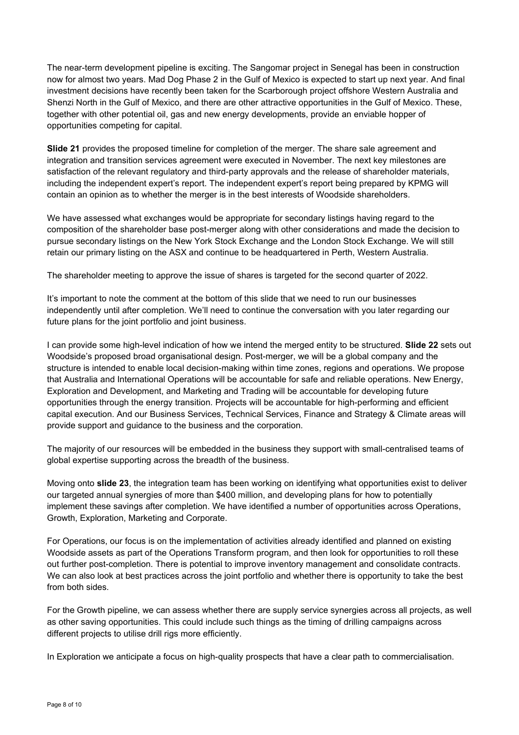The near-term development pipeline is exciting. The Sangomar project in Senegal has been in construction now for almost two years. Mad Dog Phase 2 in the Gulf of Mexico is expected to start up next year. And final investment decisions have recently been taken for the Scarborough project offshore Western Australia and Shenzi North in the Gulf of Mexico, and there are other attractive opportunities in the Gulf of Mexico. These, together with other potential oil, gas and new energy developments, provide an enviable hopper of opportunities competing for capital.

**Slide 21** provides the proposed timeline for completion of the merger. The share sale agreement and integration and transition services agreement were executed in November. The next key milestones are satisfaction of the relevant regulatory and third-party approvals and the release of shareholder materials, including the independent expert's report. The independent expert's report being prepared by KPMG will contain an opinion as to whether the merger is in the best interests of Woodside shareholders.

We have assessed what exchanges would be appropriate for secondary listings having regard to the composition of the shareholder base post-merger along with other considerations and made the decision to pursue secondary listings on the New York Stock Exchange and the London Stock Exchange. We will still retain our primary listing on the ASX and continue to be headquartered in Perth, Western Australia.

The shareholder meeting to approve the issue of shares is targeted for the second quarter of 2022.

It's important to note the comment at the bottom of this slide that we need to run our businesses independently until after completion. We'll need to continue the conversation with you later regarding our future plans for the joint portfolio and joint business.

I can provide some high-level indication of how we intend the merged entity to be structured. **Slide 22** sets out Woodside's proposed broad organisational design. Post-merger, we will be a global company and the structure is intended to enable local decision-making within time zones, regions and operations. We propose that Australia and International Operations will be accountable for safe and reliable operations. New Energy, Exploration and Development, and Marketing and Trading will be accountable for developing future opportunities through the energy transition. Projects will be accountable for high-performing and efficient capital execution. And our Business Services, Technical Services, Finance and Strategy & Climate areas will provide support and guidance to the business and the corporation.

The majority of our resources will be embedded in the business they support with small-centralised teams of global expertise supporting across the breadth of the business.

Moving onto **slide 23**, the integration team has been working on identifying what opportunities exist to deliver our targeted annual synergies of more than $400 million, and developing plans for how to potentially implement these savings after completion. We have identified a number of opportunities across Operations, Growth, Exploration, Marketing and Corporate.

For Operations, our focus is on the implementation of activities already identified and planned on existing Woodside assets as part of the Operations Transform program, and then look for opportunities to roll these out further post-completion. There is potential to improve inventory management and consolidate contracts. We can also look at best practices across the joint portfolio and whether there is opportunity to take the best from both sides.

For the Growth pipeline, we can assess whether there are supply service synergies across all projects, as well as other saving opportunities. This could include such things as the timing of drilling campaigns across different projects to utilise drill rigs more efficiently.

In Exploration we anticipate a focus on high-quality prospects that have a clear path to commercialisation.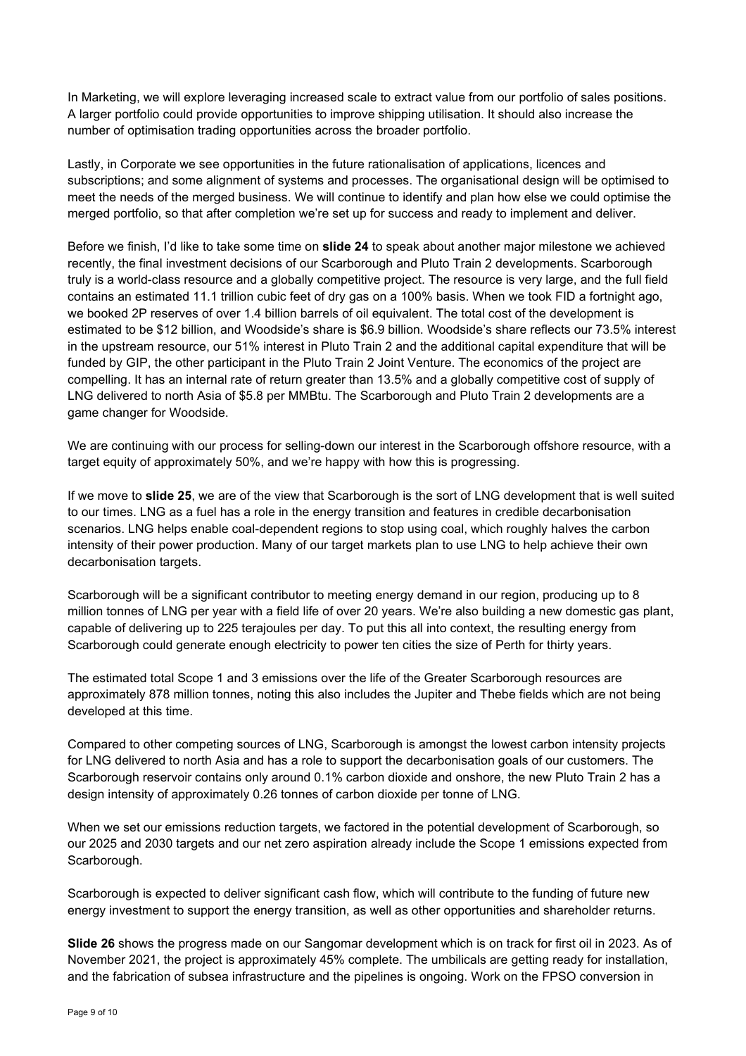In Marketing, we will explore leveraging increased scale to extract value from our portfolio of sales positions. A larger portfolio could provide opportunities to improve shipping utilisation. It should also increase the number of optimisation trading opportunities across the broader portfolio.

Lastly, in Corporate we see opportunities in the future rationalisation of applications, licences and subscriptions; and some alignment of systems and processes. The organisational design will be optimised to meet the needs of the merged business. We will continue to identify and plan how else we could optimise the merged portfolio, so that after completion we're set up for success and ready to implement and deliver.

Before we finish, I'd like to take some time on **slide 24** to speak about another major milestone we achieved recently, the final investment decisions of our Scarborough and Pluto Train 2 developments. Scarborough truly is a world-class resource and a globally competitive project. The resource is very large, and the full field contains an estimated 11.1 trillion cubic feet of dry gas on a 100% basis. When we took FID a fortnight ago, we booked 2P reserves of over 1.4 billion barrels of oil equivalent. The total cost of the development is estimated to be $12 billion, and Woodside's share is $6.9 billion. Woodside's share reflects our 73.5% interest in the upstream resource, our 51% interest in Pluto Train 2 and the additional capital expenditure that will be funded by GIP, the other participant in the Pluto Train 2 Joint Venture. The economics of the project are compelling. It has an internal rate of return greater than 13.5% and a globally competitive cost of supply of LNG delivered to north Asia of $5.8 per MMBtu. The Scarborough and Pluto Train 2 developments are a game changer for Woodside.

We are continuing with our process for selling-down our interest in the Scarborough offshore resource, with a target equity of approximately 50%, and we're happy with how this is progressing.

If we move to **slide 25**, we are of the view that Scarborough is the sort of LNG development that is well suited to our times. LNG as a fuel has a role in the energy transition and features in credible decarbonisation scenarios. LNG helps enable coal-dependent regions to stop using coal, which roughly halves the carbon intensity of their power production. Many of our target markets plan to use LNG to help achieve their own decarbonisation targets.

Scarborough will be a significant contributor to meeting energy demand in our region, producing up to 8 million tonnes of LNG per year with a field life of over 20 years. We're also building a new domestic gas plant, capable of delivering up to 225 terajoules per day. To put this all into context, the resulting energy from Scarborough could generate enough electricity to power ten cities the size of Perth for thirty years.

The estimated total Scope 1 and 3 emissions over the life of the Greater Scarborough resources are approximately 878 million tonnes, noting this also includes the Jupiter and Thebe fields which are not being developed at this time.

Compared to other competing sources of LNG, Scarborough is amongst the lowest carbon intensity projects for LNG delivered to north Asia and has a role to support the decarbonisation goals of our customers. The Scarborough reservoir contains only around 0.1% carbon dioxide and onshore, the new Pluto Train 2 has a design intensity of approximately 0.26 tonnes of carbon dioxide per tonne of LNG.

When we set our emissions reduction targets, we factored in the potential development of Scarborough, so our 2025 and 2030 targets and our net zero aspiration already include the Scope 1 emissions expected from Scarborough.

Scarborough is expected to deliver significant cash flow, which will contribute to the funding of future new energy investment to support the energy transition, as well as other opportunities and shareholder returns.

**Slide 26** shows the progress made on our Sangomar development which is on track for first oil in 2023. As of November 2021, the project is approximately 45% complete. The umbilicals are getting ready for installation, and the fabrication of subsea infrastructure and the pipelines is ongoing. Work on the FPSO conversion in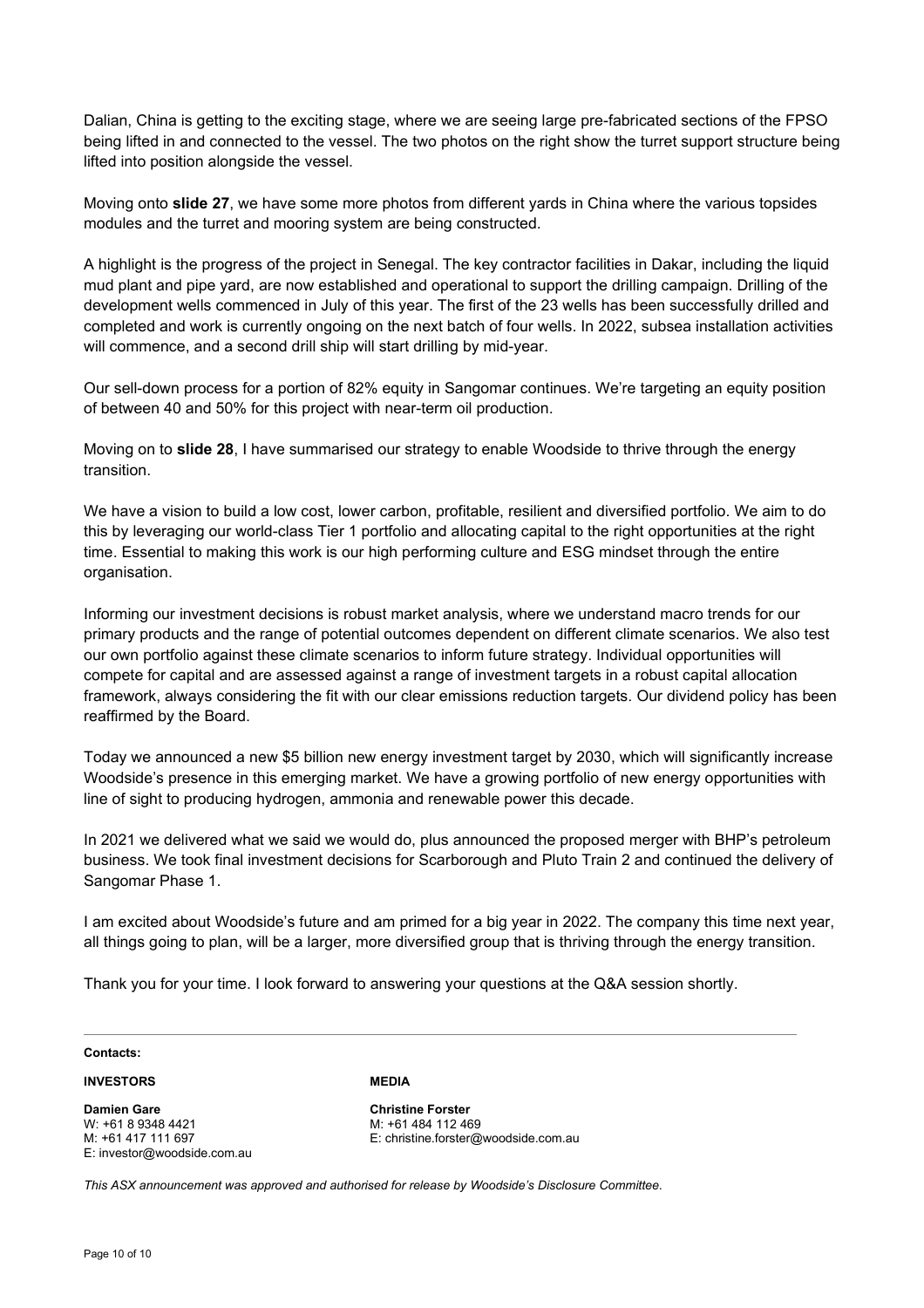Dalian, China is getting to the exciting stage, where we are seeing large pre-fabricated sections of the FPSO being lifted in and connected to the vessel. The two photos on the right show the turret support structure being lifted into position alongside the vessel.

Moving onto **slide 27**, we have some more photos from different yards in China where the various topsides modules and the turret and mooring system are being constructed.

A highlight is the progress of the project in Senegal. The key contractor facilities in Dakar, including the liquid mud plant and pipe yard, are now established and operational to support the drilling campaign. Drilling of the development wells commenced in July of this year. The first of the 23 wells has been successfully drilled and completed and work is currently ongoing on the next batch of four wells. In 2022, subsea installation activities will commence, and a second drill ship will start drilling by mid-year.

Our sell-down process for a portion of 82% equity in Sangomar continues. We're targeting an equity position of between 40 and 50% for this project with near-term oil production.

Moving on to **slide 28**, I have summarised our strategy to enable Woodside to thrive through the energy transition.

We have a vision to build a low cost, lower carbon, profitable, resilient and diversified portfolio. We aim to do this by leveraging our world-class Tier 1 portfolio and allocating capital to the right opportunities at the right time. Essential to making this work is our high performing culture and ESG mindset through the entire organisation.

Informing our investment decisions is robust market analysis, where we understand macro trends for our primary products and the range of potential outcomes dependent on different climate scenarios. We also test our own portfolio against these climate scenarios to inform future strategy. Individual opportunities will compete for capital and are assessed against a range of investment targets in a robust capital allocation framework, always considering the fit with our clear emissions reduction targets. Our dividend policy has been reaffirmed by the Board.

Today we announced a new $5 billion new energy investment target by 2030, which will significantly increase Woodside's presence in this emerging market. We have a growing portfolio of new energy opportunities with line of sight to producing hydrogen, ammonia and renewable power this decade.

In 2021 we delivered what we said we would do, plus announced the proposed merger with BHP's petroleum business. We took final investment decisions for Scarborough and Pluto Train 2 and continued the delivery of Sangomar Phase 1.

I am excited about Woodside's future and am primed for a big year in 2022. The company this time next year, all things going to plan, will be a larger, more diversified group that is thriving through the energy transition.

Thank you for your time. I look forward to answering your questions at the Q&A session shortly.

---

**Contacts:**

**INVESTORS**

**Damien Gare**
W: +61 8 9348 4421
M: +61 417 111 697
E: investor@woodside.com.au

**MEDIA**

**Christine Forster**
M: +61 484 112 469
E: christine.forster@woodside.com.au

*This ASX announcement was approved and authorised for release by Woodside's Disclosure Committee.*